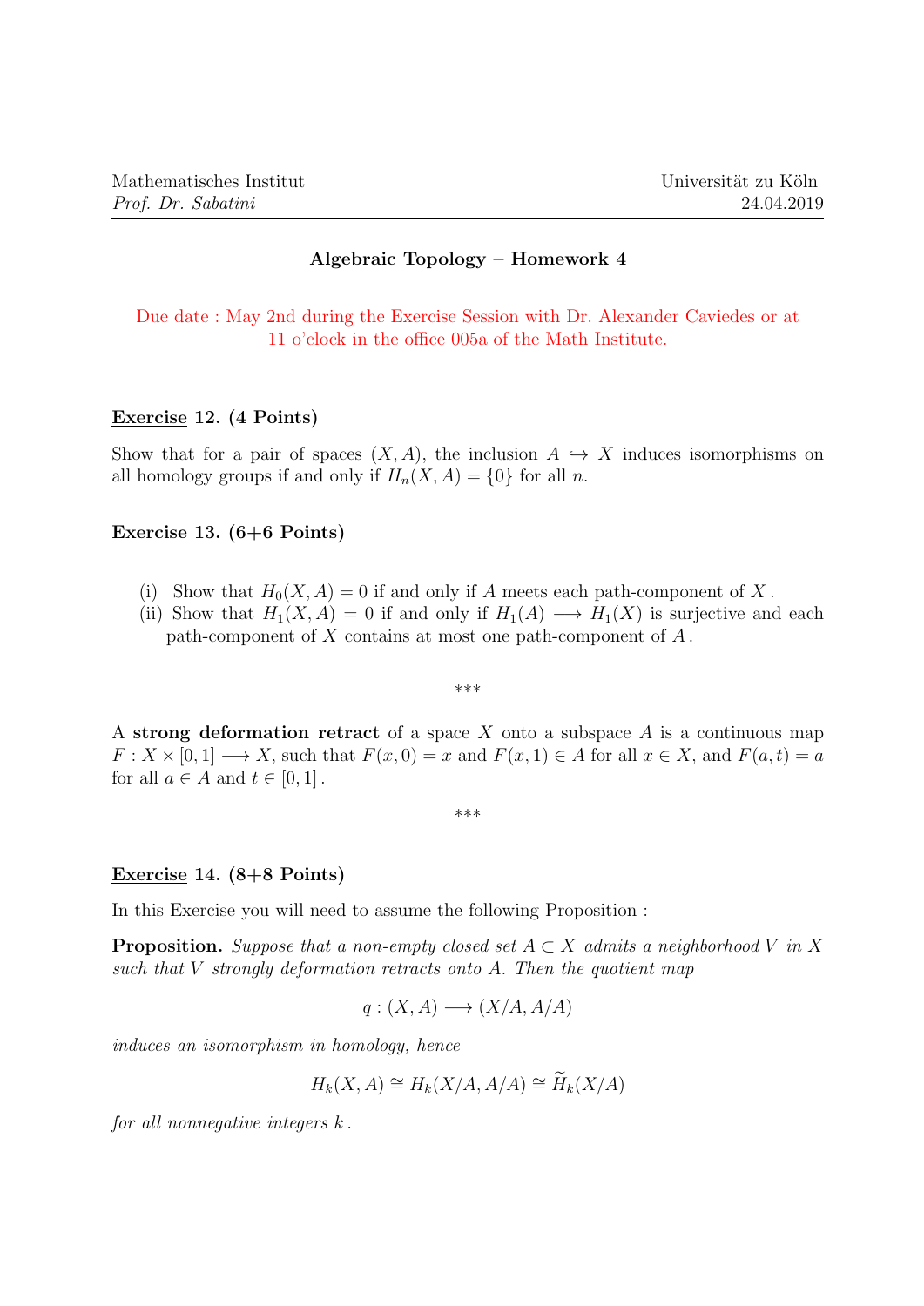Mathematisches Institut  
*Prof. Dr. Sabatini*

Universität zu Köln  
24.04.2019

## Algebraic Topology – Homework 4

Due date : May 2nd during the Exercise Session with Dr. Alexander Caviedes or at 11 o'clock in the office 005a of the Math Institute.

**Exercise 12. (4 Points)**

Show that for a pair of spaces $(X, A)$, the inclusion $A \hookrightarrow X$ induces isomorphisms on all homology groups if and only if $H_n(X, A) = \{0\}$ for all $n$.

**Exercise 13. (6+6 Points)**

(i) Show that $H_0(X, A) = 0$ if and only if $A$ meets each path-component of $X$.

(ii) Show that $H_1(X, A) = 0$ if and only if $H_1(A) \longrightarrow H_1(X)$ is surjective and each path-component of $X$ contains at most one path-component of $A$.

\*\*\*

A **strong deformation retract** of a space $X$ onto a subspace $A$ is a continuous map $F : X \times [0, 1] \longrightarrow X$, such that $F(x, 0) = x$ and $F(x, 1) \in A$ for all $x \in X$, and $F(a, t) = a$ for all $a \in A$ and $t \in [0, 1]$.

\*\*\*

**Exercise 14. (8+8 Points)**

In this Exercise you will need to assume the following Proposition :

**Proposition.** *Suppose that a non-empty closed set $A \subset X$ admits a neighborhood $V$ in $X$ such that $V$ strongly deformation retracts onto $A$. Then the quotient map*

$$q : (X, A) \longrightarrow (X/A, A/A)$$

*induces an isomorphism in homology, hence*

$$H_k(X, A) \cong H_k(X/A, A/A) \cong \widetilde{H}_k(X/A)$$

*for all nonnegative integers $k$.*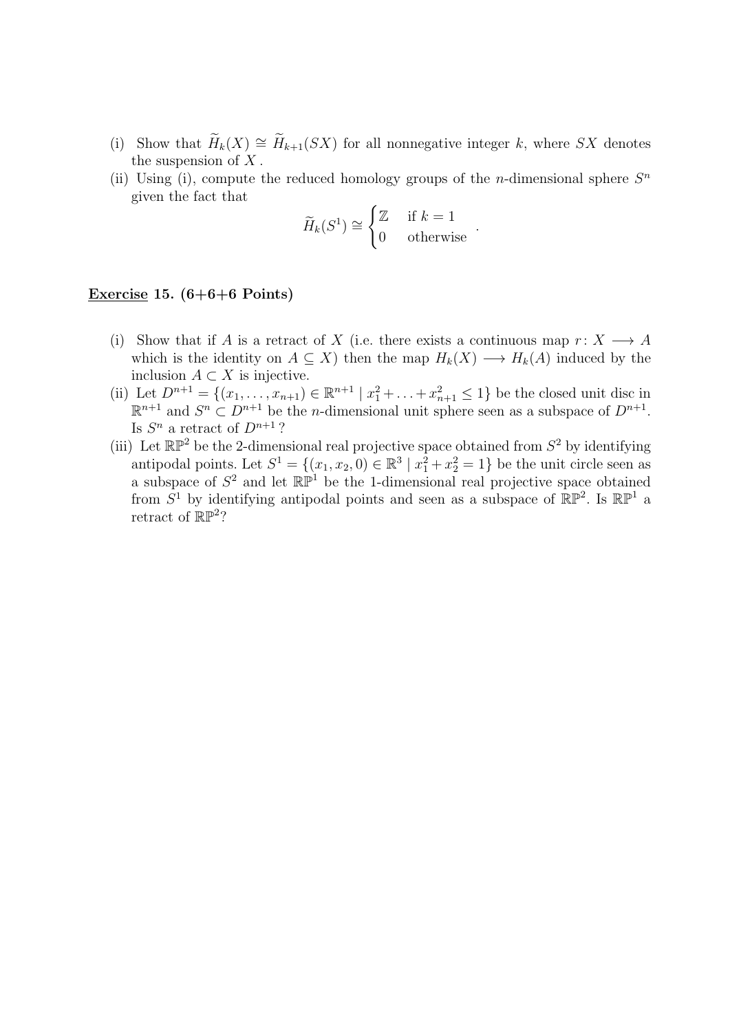(i) Show that $\widetilde{H}_k(X) \cong \widetilde{H}_{k+1}(SX)$ for all nonnegative integer $k$, where $SX$ denotes the suspension of $X$.

(ii) Using (i), compute the reduced homology groups of the $n$-dimensional sphere $S^n$ given the fact that

$$\widetilde{H}_k(S^1) \cong \begin{cases} \mathbb{Z} & \text{if } k = 1 \\ 0 & \text{otherwise} \end{cases}.$$

**<u>Exercise</u> 15. (6+6+6 Points)**

(i) Show that if $A$ is a retract of $X$ (i.e. there exists a continuous map $r\colon X \longrightarrow A$ which is the identity on $A \subseteq X$) then the map $H_k(X) \longrightarrow H_k(A)$ induced by the inclusion $A \subset X$ is injective.

(ii) Let $D^{n+1} = \{(x_1, \ldots, x_{n+1}) \in \mathbb{R}^{n+1} \mid x_1^2 + \ldots + x_{n+1}^2 \leq 1\}$ be the closed unit disc in $\mathbb{R}^{n+1}$ and $S^n \subset D^{n+1}$ be the $n$-dimensional unit sphere seen as a subspace of $D^{n+1}$. Is $S^n$ a retract of $D^{n+1}$?

(iii) Let $\mathbb{RP}^2$ be the 2-dimensional real projective space obtained from $S^2$ by identifying antipodal points. Let $S^1 = \{(x_1, x_2, 0) \in \mathbb{R}^3 \mid x_1^2 + x_2^2 = 1\}$ be the unit circle seen as a subspace of $S^2$ and let $\mathbb{RP}^1$ be the 1-dimensional real projective space obtained from $S^1$ by identifying antipodal points and seen as a subspace of $\mathbb{RP}^2$. Is $\mathbb{RP}^1$ a retract of $\mathbb{RP}^2$?